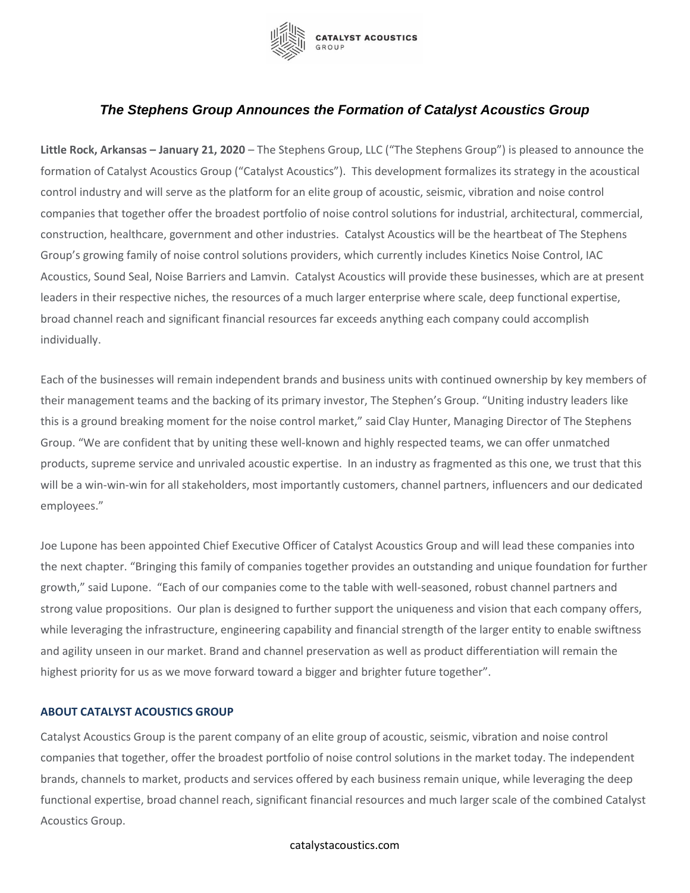CATALYST ACOUSTICS GROUP

# *The Stephens Group Announces the Formation of Catalyst Acoustics Group*

**Little Rock, Arkansas – January 21, 2020** – The Stephens Group, LLC ("The Stephens Group") is pleased to announce the formation of Catalyst Acoustics Group ("Catalyst Acoustics"). This development formalizes its strategy in the acoustical control industry and will serve as the platform for an elite group of acoustic, seismic, vibration and noise control companies that together offer the broadest portfolio of noise control solutions for industrial, architectural, commercial, construction, healthcare, government and other industries. Catalyst Acoustics will be the heartbeat of The Stephens Group's growing family of noise control solutions providers, which currently includes Kinetics Noise Control, IAC Acoustics, Sound Seal, Noise Barriers and Lamvin. Catalyst Acoustics will provide these businesses, which are at present leaders in their respective niches, the resources of a much larger enterprise where scale, deep functional expertise, broad channel reach and significant financial resources far exceeds anything each company could accomplish individually.

Each of the businesses will remain independent brands and business units with continued ownership by key members of their management teams and the backing of its primary investor, The Stephen's Group. "Uniting industry leaders like this is a ground breaking moment for the noise control market," said Clay Hunter, Managing Director of The Stephens Group. "We are confident that by uniting these well-known and highly respected teams, we can offer unmatched products, supreme service and unrivaled acoustic expertise. In an industry as fragmented as this one, we trust that this will be a win-win-win for all stakeholders, most importantly customers, channel partners, influencers and our dedicated employees."

Joe Lupone has been appointed Chief Executive Officer of Catalyst Acoustics Group and will lead these companies into the next chapter. "Bringing this family of companies together provides an outstanding and unique foundation for further growth," said Lupone. "Each of our companies come to the table with well-seasoned, robust channel partners and strong value propositions. Our plan is designed to further support the uniqueness and vision that each company offers, while leveraging the infrastructure, engineering capability and financial strength of the larger entity to enable swiftness and agility unseen in our market. Brand and channel preservation as well as product differentiation will remain the highest priority for us as we move forward toward a bigger and brighter future together".

## ABOUT CATALYST ACOUSTICS GROUP

Catalyst Acoustics Group is the parent company of an elite group of acoustic, seismic, vibration and noise control companies that together, offer the broadest portfolio of noise control solutions in the market today. The independent brands, channels to market, products and services offered by each business remain unique, while leveraging the deep functional expertise, broad channel reach, significant financial resources and much larger scale of the combined Catalyst Acoustics Group.

catalystacoustics.com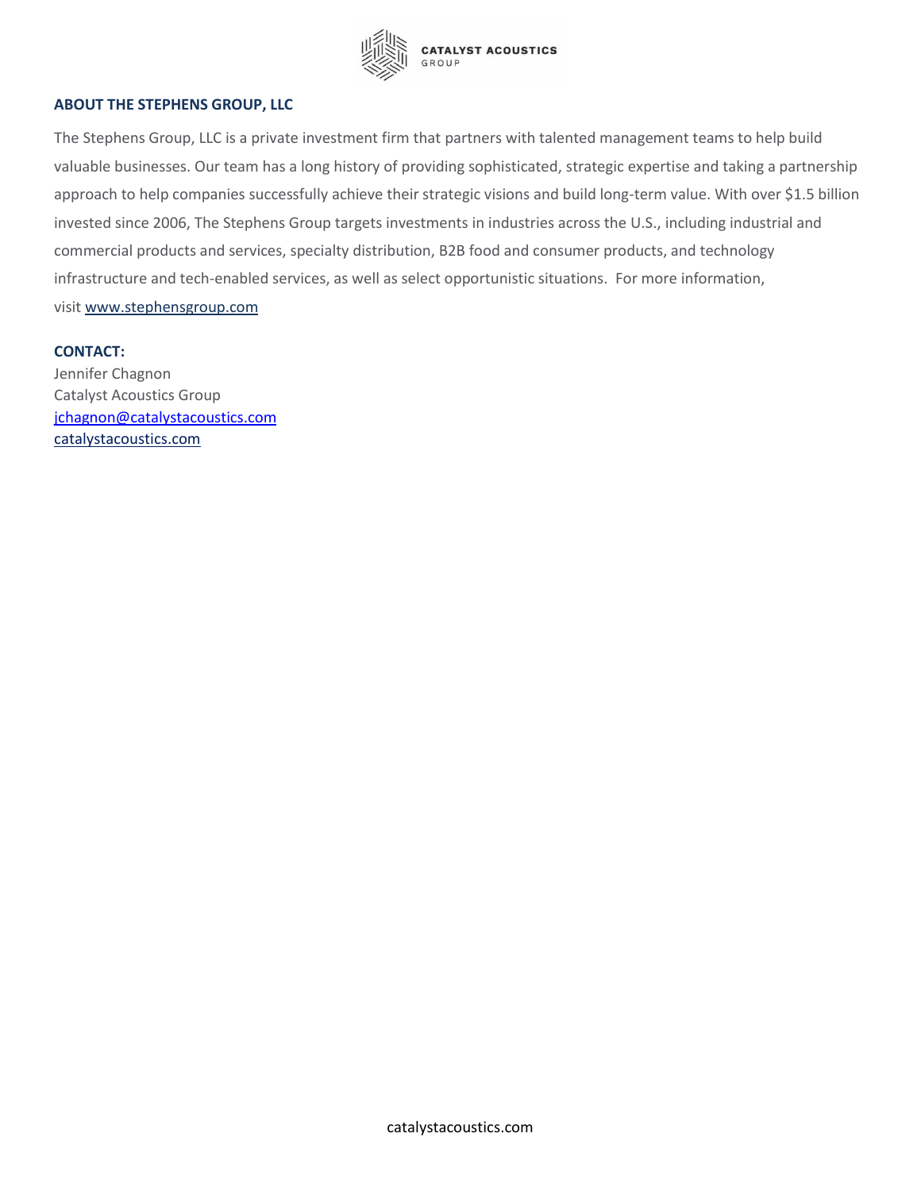## ABOUT THE STEPHENS GROUP, LLC

The Stephens Group, LLC is a private investment firm that partners with talented management teams to help build valuable businesses. Our team has a long history of providing sophisticated, strategic expertise and taking a partnership approach to help companies successfully achieve their strategic visions and build long-term value. With over $1.5 billion invested since 2006, The Stephens Group targets investments in industries across the U.S., including industrial and commercial products and services, specialty distribution, B2B food and consumer products, and technology infrastructure and tech-enabled services, as well as select opportunistic situations. For more information, visit [www.stephensgroup.com](http://www.stephensgroup.com)

**CONTACT:**
Jennifer Chagnon
Catalyst Acoustics Group
[jchagnon@catalystacoustics.com](mailto:jchagnon@catalystacoustics.com)
[catalystacoustics.com](http://catalystacoustics.com)